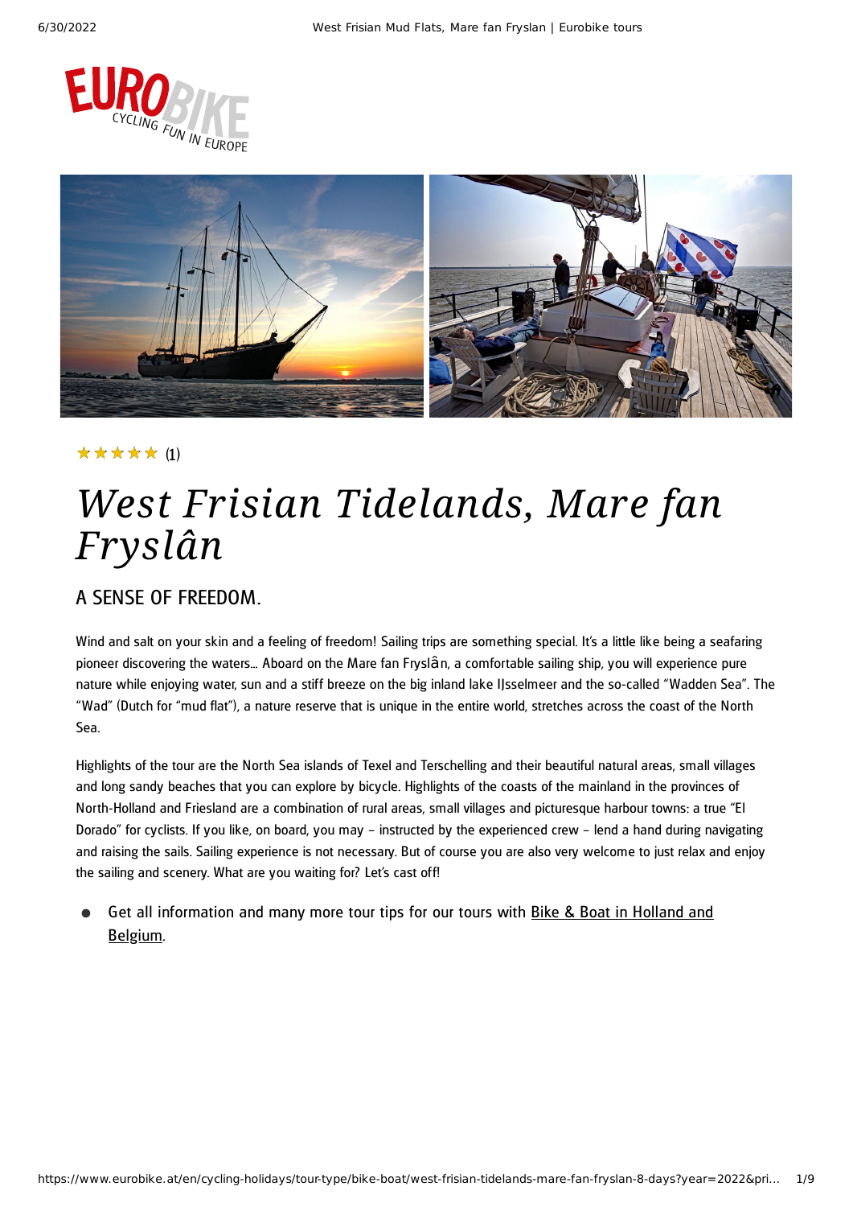★★★★★ (1)

# West Frisian Tidelands, Mare fan Fryslân

## A SENSE OF FREEDOM.

Wind and salt on your skin and a feeling of freedom! Sailing trips are something special. It's a little like being a seafaring pioneer discovering the waters... Aboard on the Mare fan Fryslân, a comfortable sailing ship, you will experience pure nature while enjoying water, sun and a stiff breeze on the big inland lake IJsselmeer and the so-called "Wadden Sea". The "Wad" (Dutch for "mud flat"), a nature reserve that is unique in the entire world, stretches across the coast of the North Sea.

Highlights of the tour are the North Sea islands of Texel and Terschelling and their beautiful natural areas, small villages and long sandy beaches that you can explore by bicycle. Highlights of the coasts of the mainland in the provinces of North-Holland and Friesland are a combination of rural areas, small villages and picturesque harbour towns: a true "El Dorado" for cyclists. If you like, on board, you may – instructed by the experienced crew – lend a hand during navigating and raising the sails. Sailing experience is not necessary. But of course you are also very welcome to just relax and enjoy the sailing and scenery. What are you waiting for? Let's cast off!

- Get all information and many more tour tips for our tours with Bike & Boat in Holland and Belgium.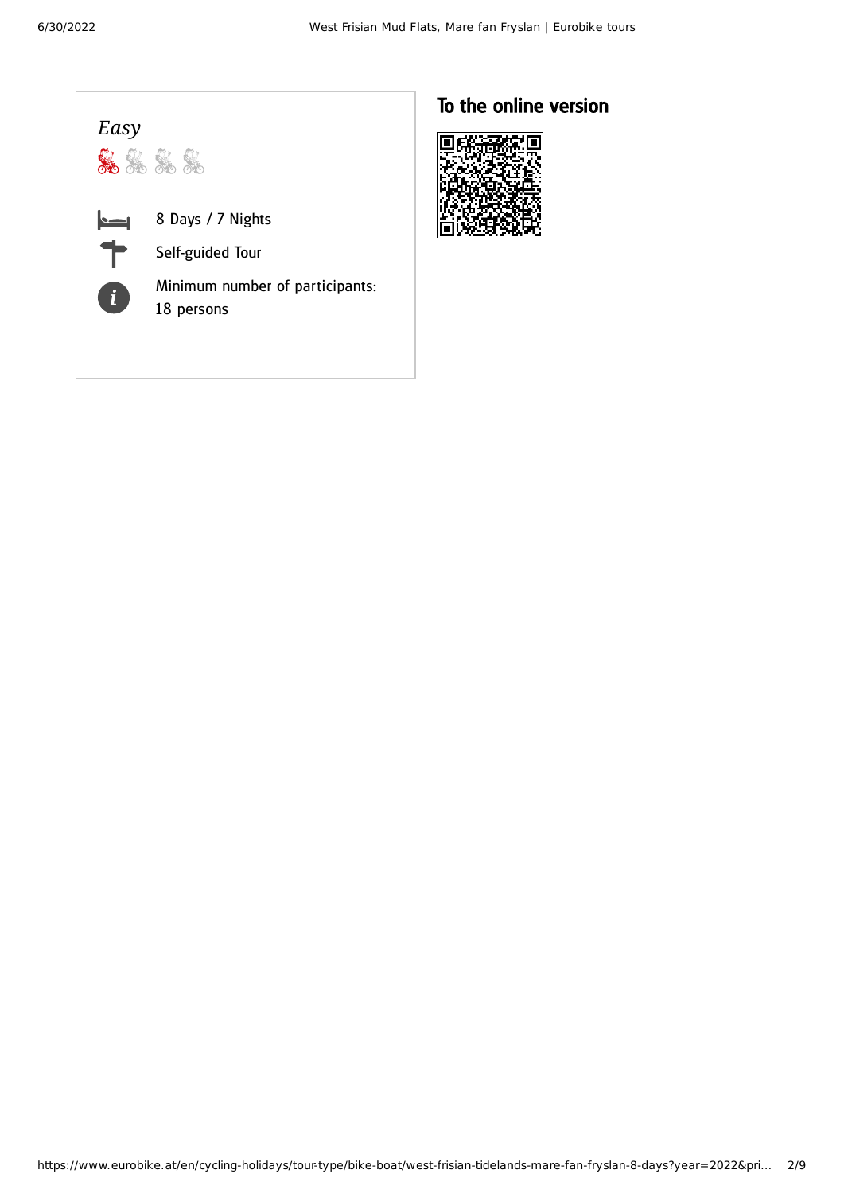*Easy*

8 Days / 7 Nights

Self-guided Tour

Minimum number of participants: 18 persons

## To the online version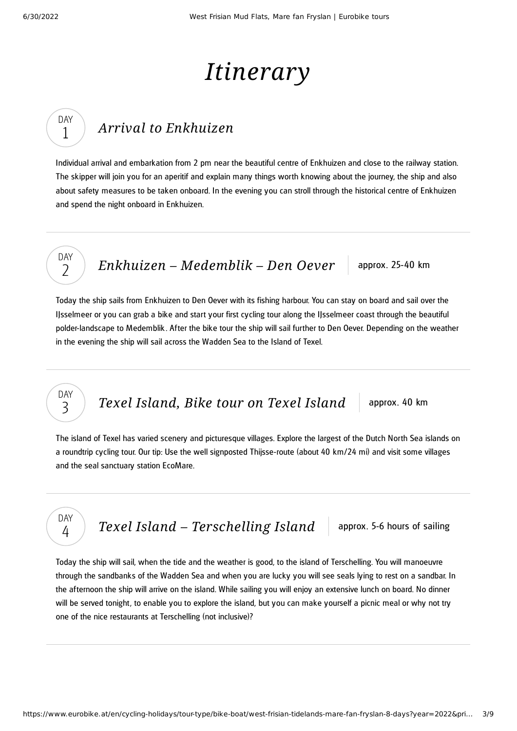# *Itinerary*

## DAY 1 — *Arrival to Enkhuizen*

Individual arrival and embarkation from 2 pm near the beautiful centre of Enkhuizen and close to the railway station. The skipper will join you for an aperitif and explain many things worth knowing about the journey, the ship and also about safety measures to be taken onboard. In the evening you can stroll through the historical centre of Enkhuizen and spend the night onboard in Enkhuizen.

---

## DAY 2 — *Enkhuizen – Medemblik – Den Oever* | approx. 25-40 km

Today the ship sails from Enkhuizen to Den Oever with its fishing harbour. You can stay on board and sail over the IJsselmeer or you can grab a bike and start your first cycling tour along the IJsselmeer coast through the beautiful polder-landscape to Medemblik. After the bike tour the ship will sail further to Den Oever. Depending on the weather in the evening the ship will sail across the Wadden Sea to the Island of Texel.

---

## DAY 3 — *Texel Island, Bike tour on Texel Island* | approx. 40 km

The island of Texel has varied scenery and picturesque villages. Explore the largest of the Dutch North Sea islands on a roundtrip cycling tour. Our tip: Use the well signposted Thijsse-route (about 40 km/24 mi) and visit some villages and the seal sanctuary station EcoMare.

---

## DAY 4 — *Texel Island – Terschelling Island* | approx. 5-6 hours of sailing

Today the ship will sail, when the tide and the weather is good, to the island of Terschelling. You will manoeuvre through the sandbanks of the Wadden Sea and when you are lucky you will see seals lying to rest on a sandbar. In the afternoon the ship will arrive on the island. While sailing you will enjoy an extensive lunch on board. No dinner will be served tonight, to enable you to explore the island, but you can make yourself a picnic meal or why not try one of the nice restaurants at Terschelling (not inclusive)?

---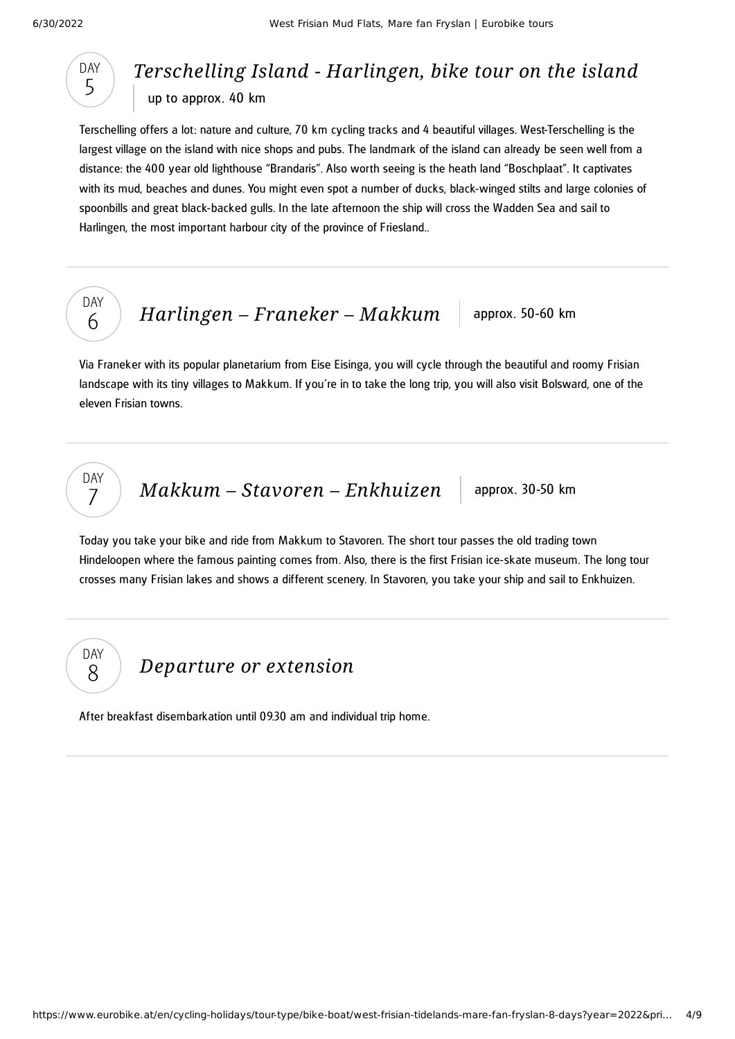## DAY 5

### *Terschelling Island - Harlingen, bike tour on the island*

up to approx. 40 km

Terschelling offers a lot: nature and culture, 70 km cycling tracks and 4 beautiful villages. West-Terschelling is the largest village on the island with nice shops and pubs. The landmark of the island can already be seen well from a distance: the 400 year old lighthouse "Brandaris". Also worth seeing is the heath land "Boschplaat". It captivates with its mud, beaches and dunes. You might even spot a number of ducks, black-winged stilts and large colonies of spoonbills and great black-backed gulls. In the late afternoon the ship will cross the Wadden Sea and sail to Harlingen, the most important harbour city of the province of Friesland..

---

## DAY 6

### *Harlingen – Franeker – Makkum*

approx. 50-60 km

Via Franeker with its popular planetarium from Eise Eisinga, you will cycle through the beautiful and roomy Frisian landscape with its tiny villages to Makkum. If you´re in to take the long trip, you will also visit Bolsward, one of the eleven Frisian towns.

---

## DAY 7

### *Makkum – Stavoren – Enkhuizen*

approx. 30-50 km

Today you take your bike and ride from Makkum to Stavoren. The short tour passes the old trading town Hindeloopen where the famous painting comes from. Also, there is the first Frisian ice-skate museum. The long tour crosses many Frisian lakes and shows a different scenery. In Stavoren, you take your ship and sail to Enkhuizen.

---

## DAY 8

### *Departure or extension*

After breakfast disembarkation until 09.30 am and individual trip home.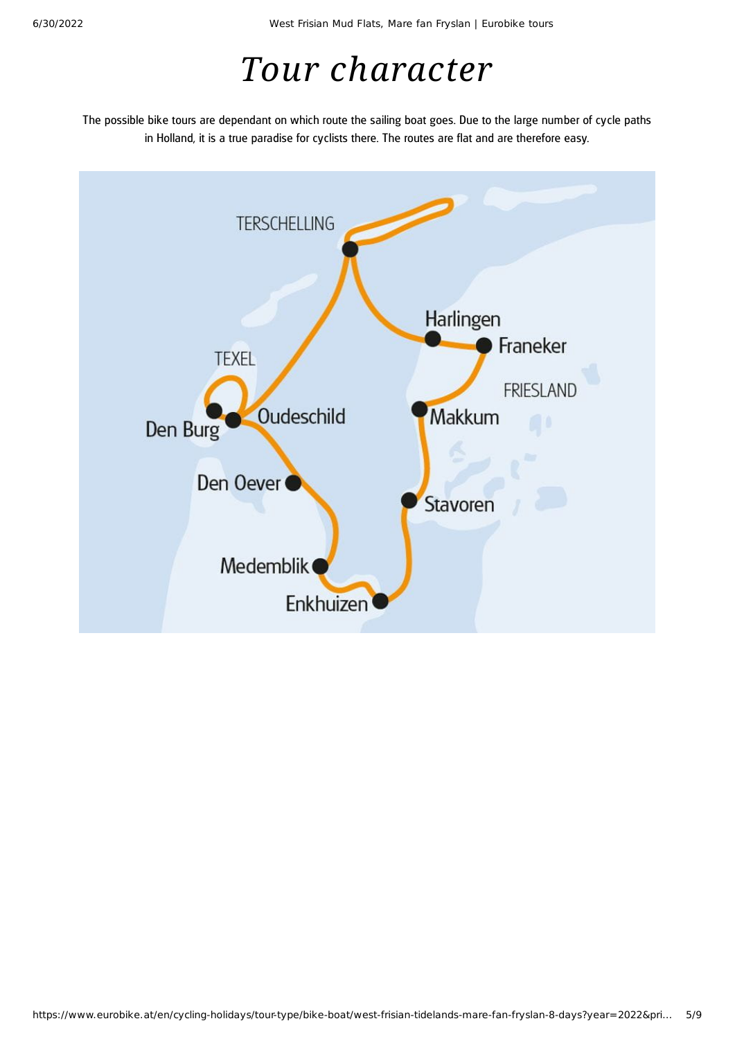# *Tour character*

The possible bike tours are dependant on which route the sailing boat goes. Due to the large number of cycle paths in Holland, it is a true paradise for cyclists there. The routes are flat and are therefore easy.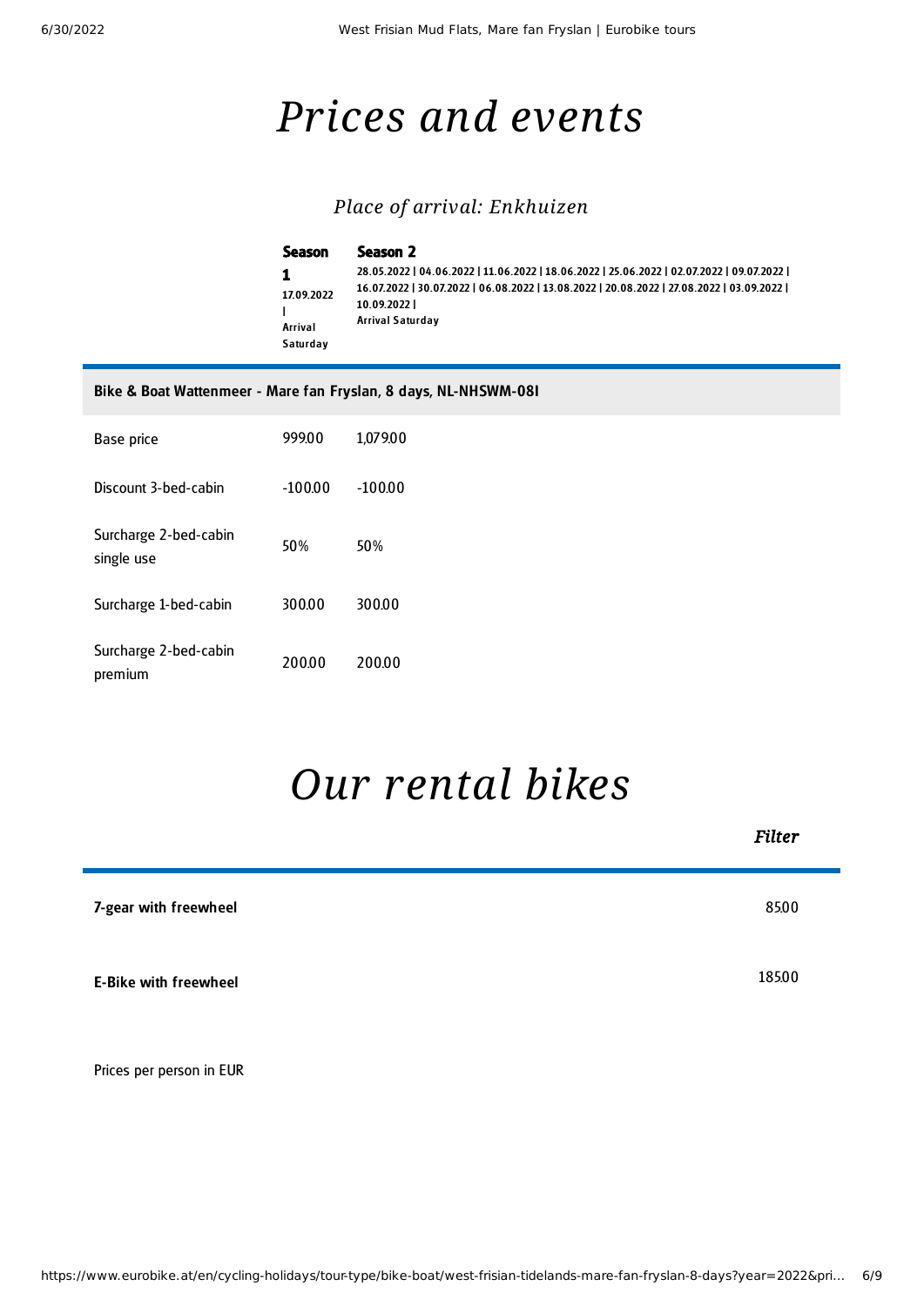# Prices and events

## Place of arrival: Enkhuizen

| | Season 1<br>17.09.2022 \|<br>Arrival Saturday | Season 2<br>28.05.2022 \| 04.06.2022 \| 11.06.2022 \| 18.06.2022 \| 25.06.2022 \| 02.07.2022 \| 09.07.2022 \| 16.07.2022 \| 30.07.2022 \| 06.08.2022 \| 13.08.2022 \| 20.08.2022 \| 27.08.2022 \| 03.09.2022 \| 10.09.2022 \|<br>Arrival Saturday |
|---|---|---|
| **Bike & Boat Wattenmeer - Mare fan Fryslan, 8 days, NL-NHSWM-08I** | | |
| Base price | 999.00 | 1,079.00 |
| Discount 3-bed-cabin | -100.00 | -100.00 |
| Surcharge 2-bed-cabin single use | 50% | 50% |
| Surcharge 1-bed-cabin | 300.00 | 300.00 |
| Surcharge 2-bed-cabin premium | 200.00 | 200.00 |

# Our rental bikes

*Filter*

| | |
|---|---|
| **7-gear with freewheel** | 85.00 |
| **E-Bike with freewheel** | 185.00 |

Prices per person in EUR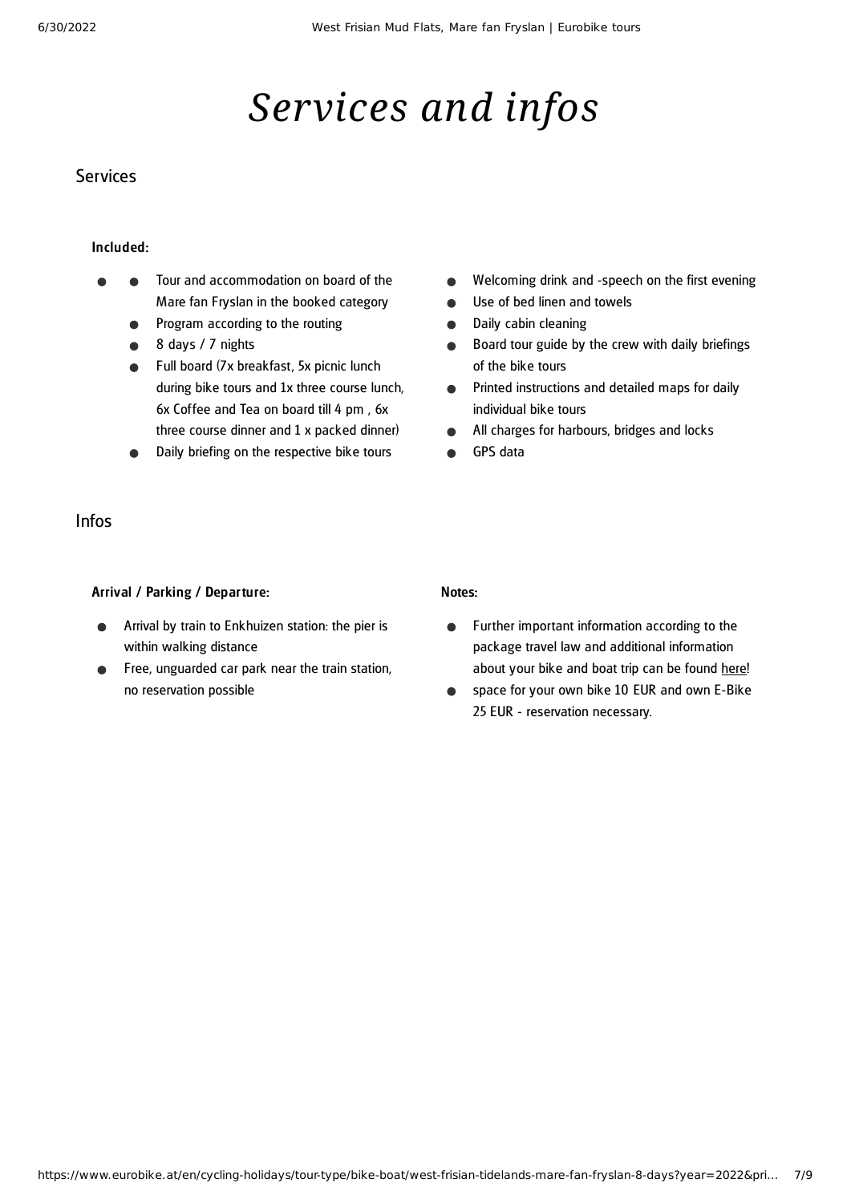# Services and infos

## Services

**Included:**

- Tour and accommodation on board of the Mare fan Fryslan in the booked category
- Program according to the routing
- 8 days / 7 nights
- Full board (7x breakfast, 5x picnic lunch during bike tours and 1x three course lunch, 6x Coffee and Tea on board till 4 pm , 6x three course dinner and 1 x packed dinner)
- Daily briefing on the respective bike tours
- Welcoming drink and -speech on the first evening
- Use of bed linen and towels
- Daily cabin cleaning
- Board tour guide by the crew with daily briefings of the bike tours
- Printed instructions and detailed maps for daily individual bike tours
- All charges for harbours, bridges and locks
- GPS data

## Infos

**Arrival / Parking / Departure:**

- Arrival by train to Enkhuizen station: the pier is within walking distance
- Free, unguarded car park near the train station, no reservation possible

**Notes:**

- Further important information according to the package travel law and additional information about your bike and boat trip can be found here!
- space for your own bike 10 EUR and own E-Bike 25 EUR - reservation necessary.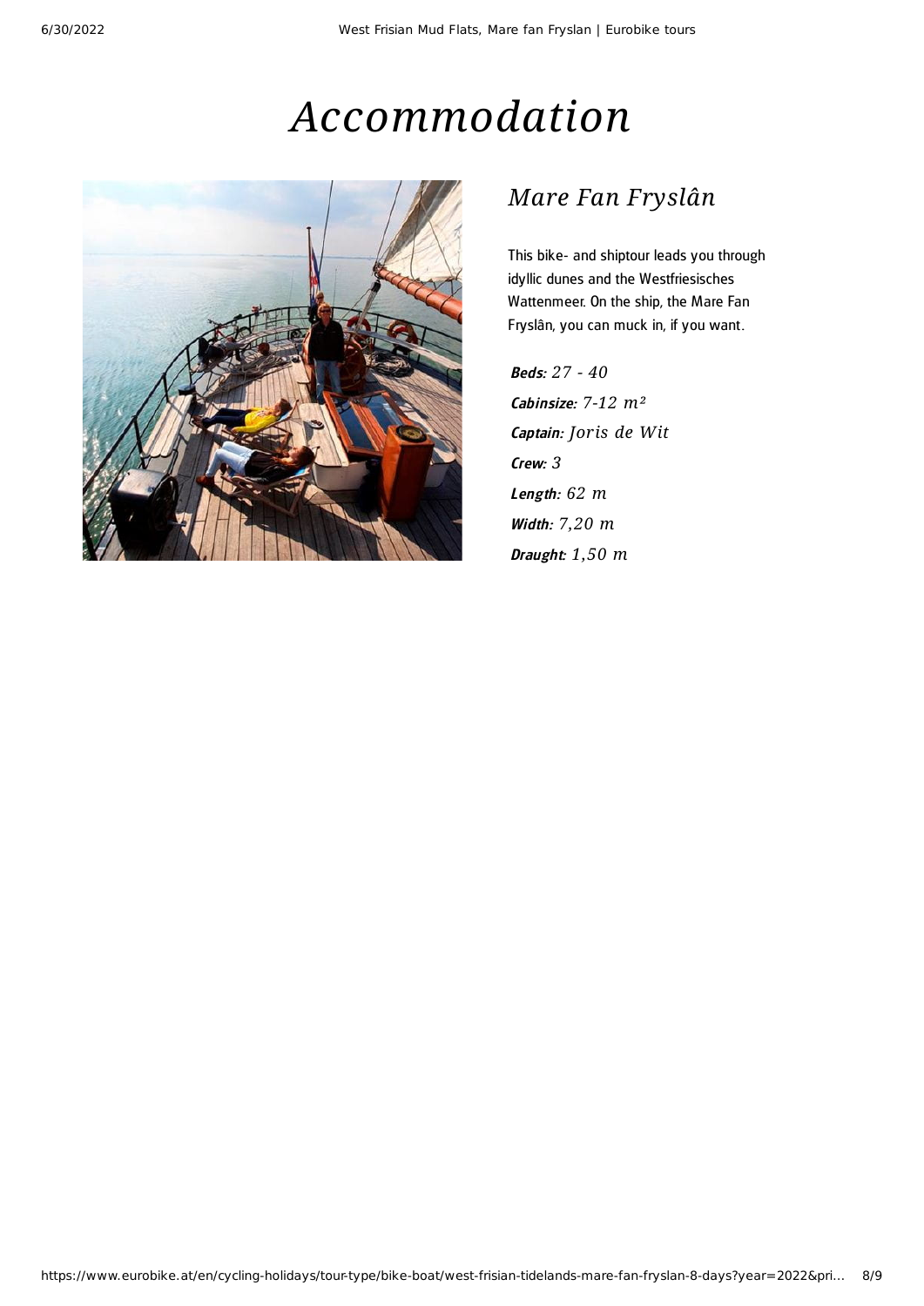# Accommodation

## Mare Fan Fryslân

This bike- and shiptour leads you through idyllic dunes and the Westfriesisches Wattenmeer. On the ship, the Mare Fan Fryslân, you can muck in, if you want.

***Beds:*** *27 - 40*
***Cabinsize:*** *7-12 m²*
***Captain:*** *Joris de Wit*
***Crew:*** *3*
***Length:*** *62 m*
***Width:*** *7,20 m*
***Draught:*** *1,50 m*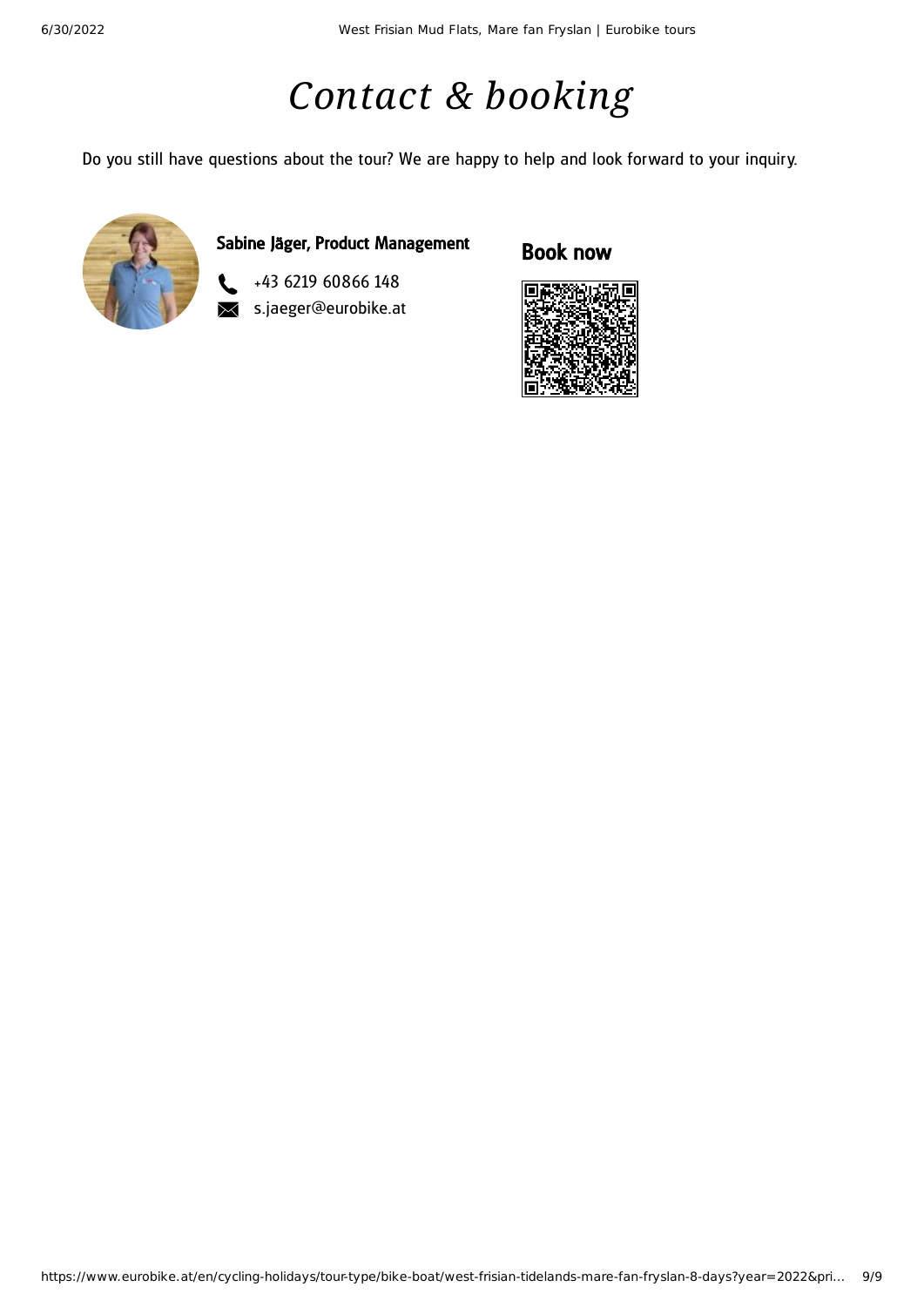# Contact & booking

Do you still have questions about the tour? We are happy to help and look forward to your inquiry.

**Sabine Jäger, Product Management**

+43 6219 60866 148

s.jaeger@eurobike.at

## Book now